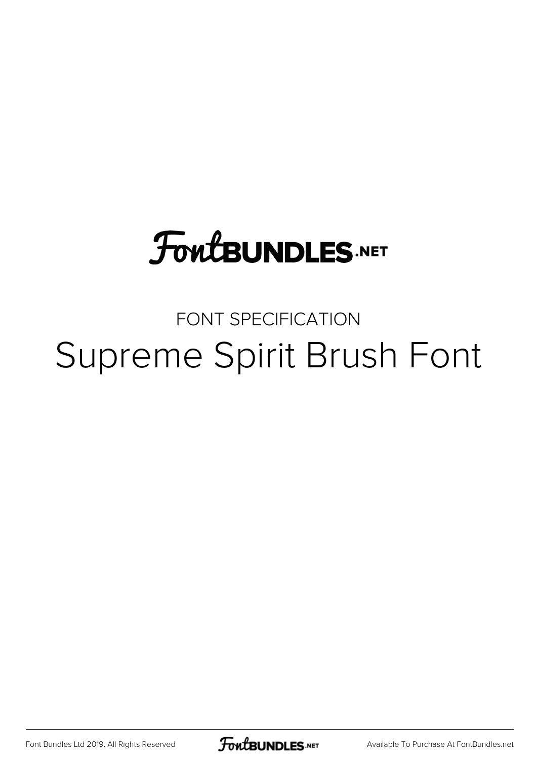FontBUNDLES.NET

FONT SPECIFICATION

# Supreme Spirit Brush Font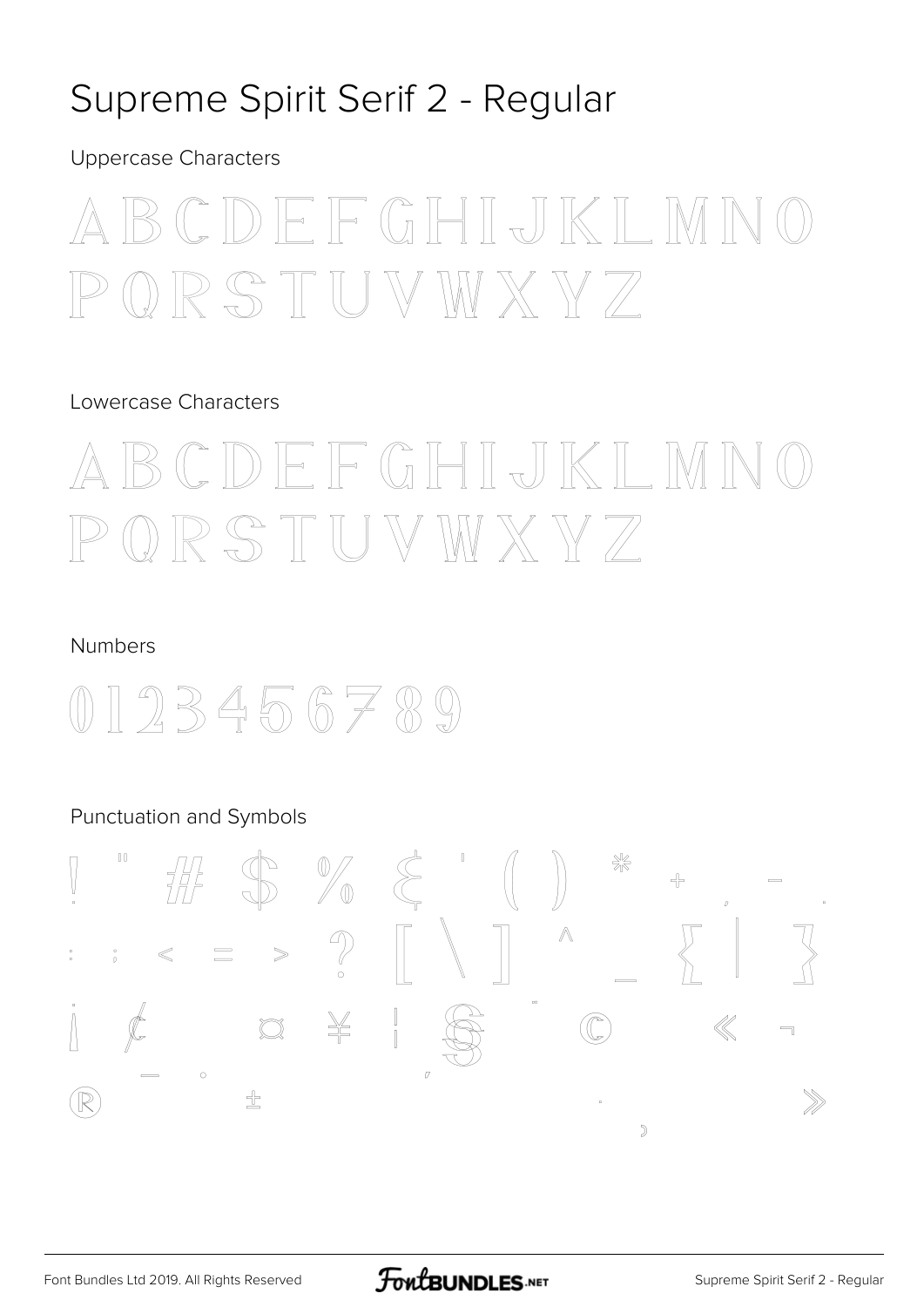# Supreme Spirit Serif 2 - Regular

Uppercase Characters

A B C D E F G H I J K L M N O
P Q R S T U V W X Y Z

Lowercase Characters

A B C D E F G H I J K L M N O
P Q R S T U V W X Y Z

Numbers

0 1 2 3 4 5 6 7 8 9

Punctuation and Symbols

! " # $ % & ' ( ) * + , - .
: ; < = > ? [ \ ] ^ _ { | }
¡ ¢ ¤ ¥ ¦ § ¨ © « ¬
¯ ° ´
® ±
· ¸ »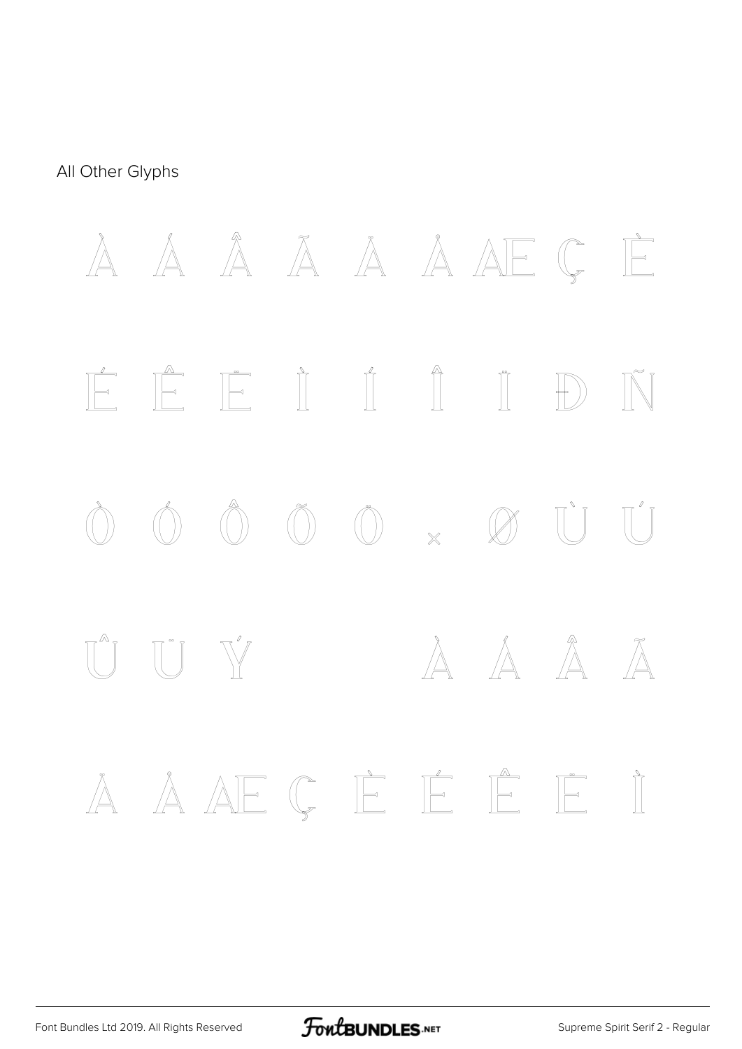All Other Glyphs

À Á Â Ã Ä Å Æ Ç È

É Ê Ë Ì Í Î Ï Ð Ñ

Ò Ó Ô Õ Ö × Ø Ù Ú

Û Ü Ý à á â ã

ä å æ ç è é ê ë ì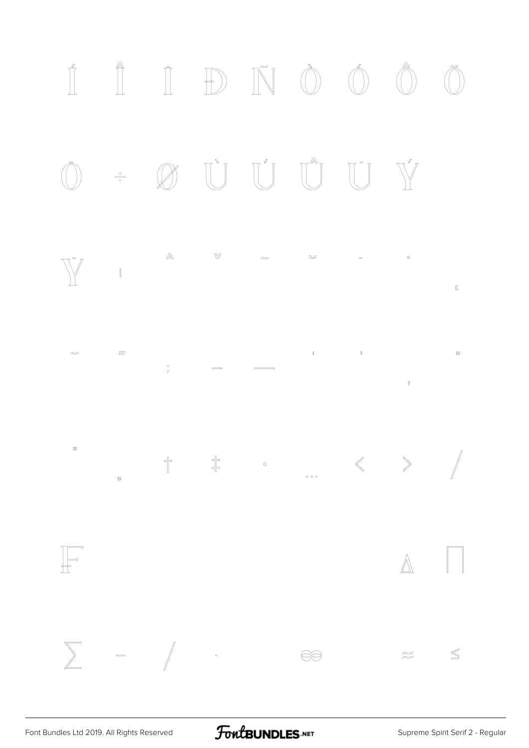Í Î Ï Ð Ñ Ò Ó Ô Õ

Ö ÷ Ø Ù Ú Û Ü Ý

Ÿ ¦ ˆ ˇ ¯ ˘ ˙ ˚ ¸

˜ ˝ ; – — ‘ ’ ‚ “

” „ † ‡ • … ‹ › ⁄

₣ ∆ ∏

∑ − ∕ ∙ ∞ ≈ ≤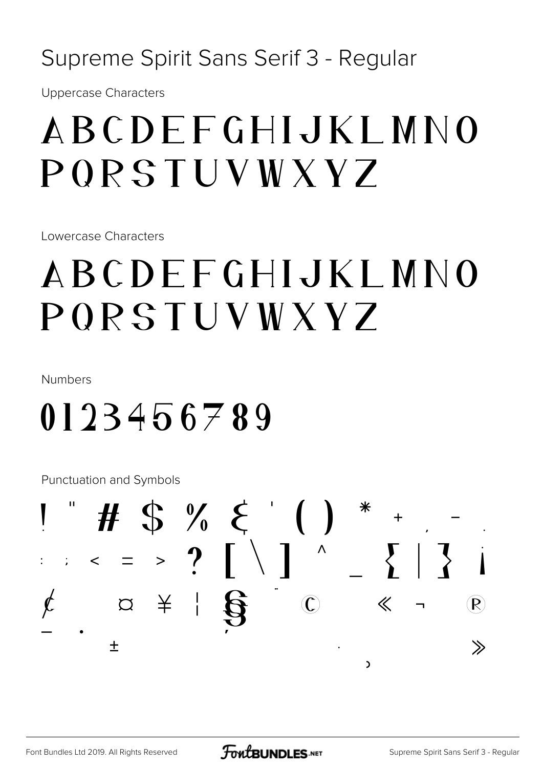# Supreme Spirit Sans Serif 3 - Regular

Uppercase Characters

ABCDEFGHIJKLMNO
PQRSTUVWXYZ

Lowercase Characters

ABCDEFGHIJKLMNO
PQRSTUVWXYZ

Numbers

0123456789

Punctuation and Symbols

! " # $ % & ' ( ) * + , - .
: ; < = > ? [ \ ] ^ _ { | } ¡
¢ ¤ ¥ ¦ § ¨ © « ¬ ®
¯ ° ± ´ · ¸ »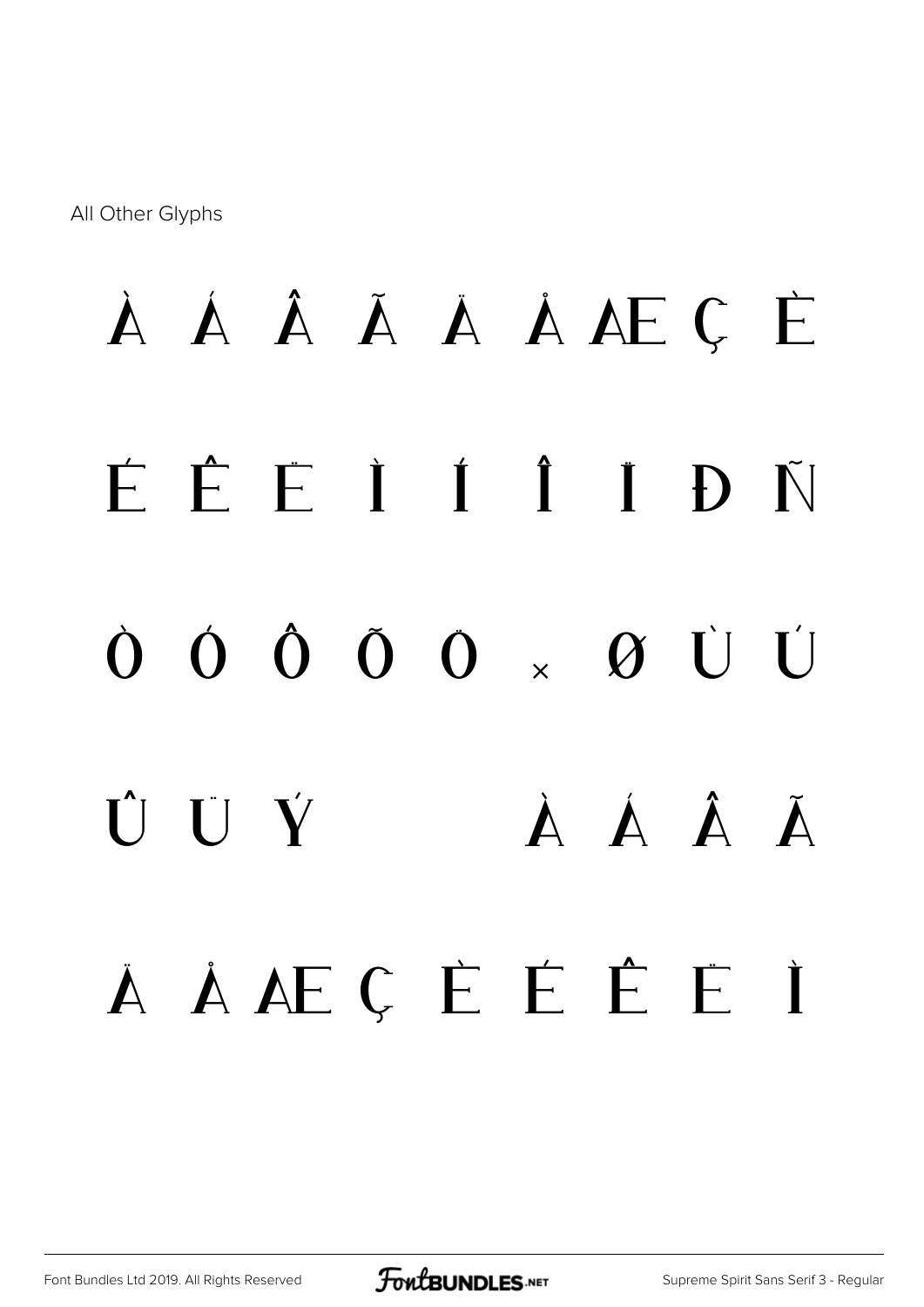All Other Glyphs

À Á Â Ã Ä Å Æ Ç È

É Ê Ë Ì Í Î Ï Ð Ñ

Ò Ó Ô Õ Ö × Ø Ù Ú

Û Ü Ý à á â ã

ä å æ ç è é ê ë ì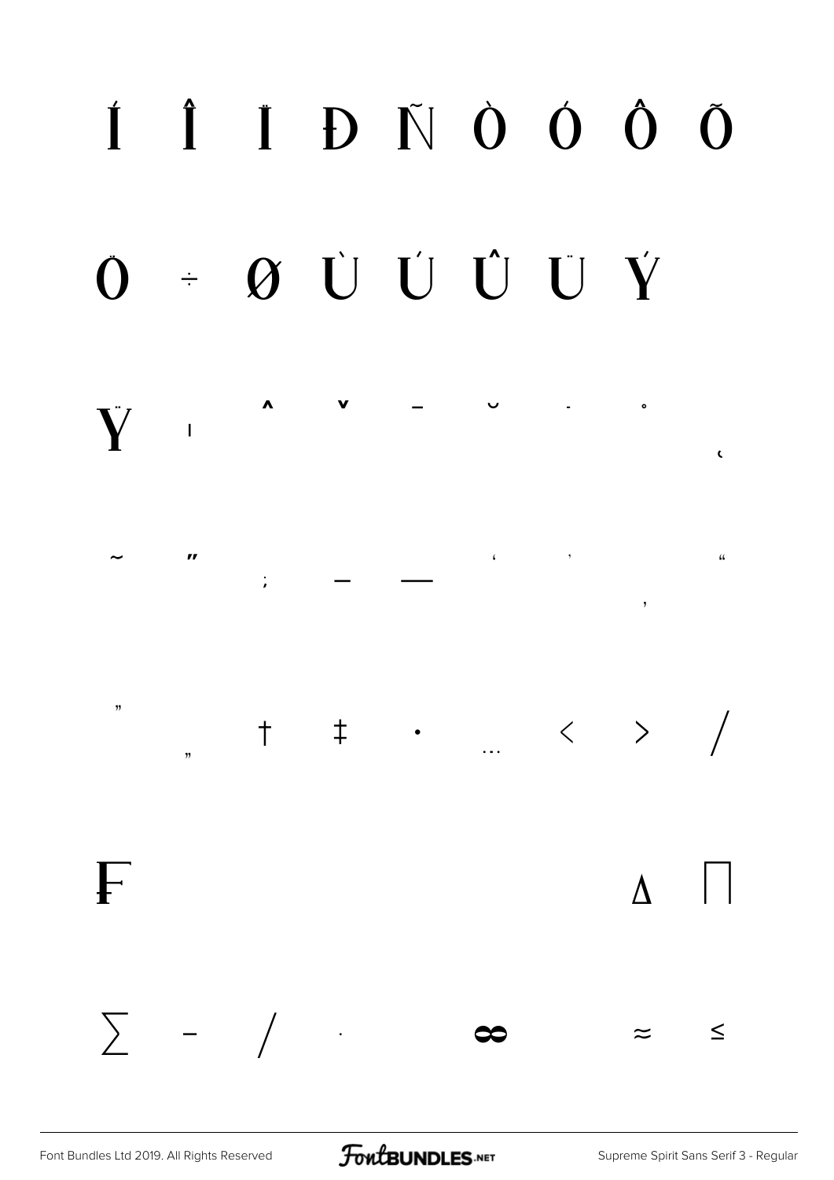Í Î Ï Ð Ñ Ò Ó Ô Õ

Ö ÷ Ø Ù Ú Û Ü Ý

Ÿ ı ˆ ˇ ˉ ˘ ˙ ˚ ˛

˜ ˝ ; – — ‘ ’ ‚ “

” „ † ‡ • … ‹ › ⁄

Ғ ∆ ∏

∑ − ∕ ∙ ∞ ≈ ≤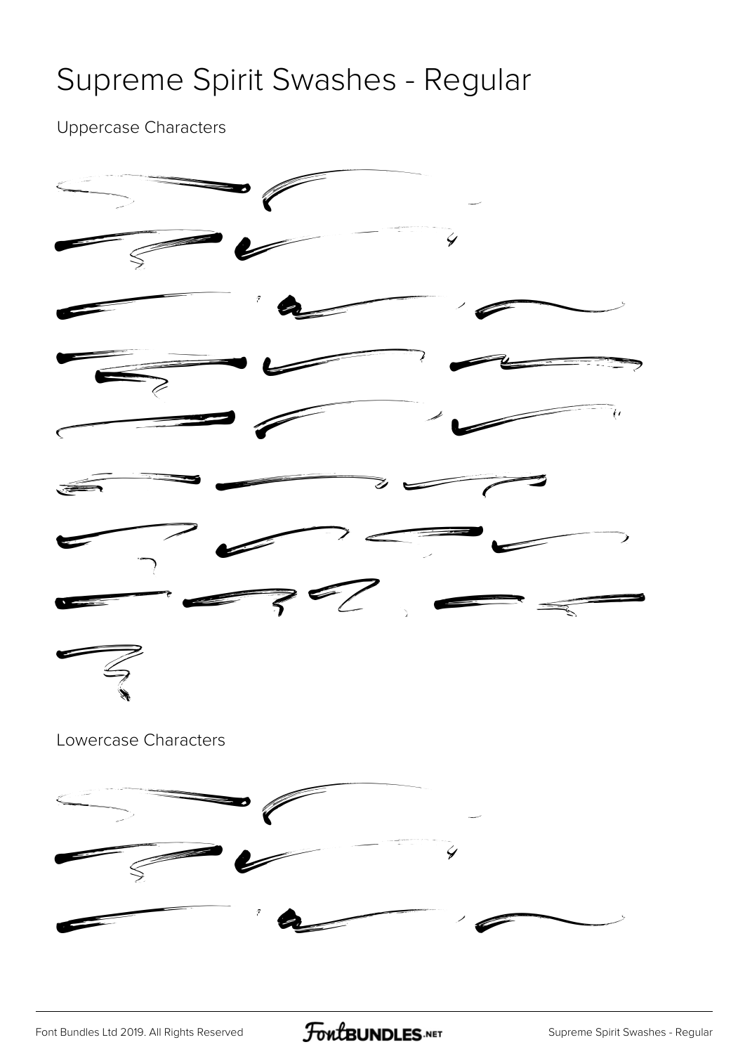# Supreme Spirit Swashes - Regular

Uppercase Characters

Lowercase Characters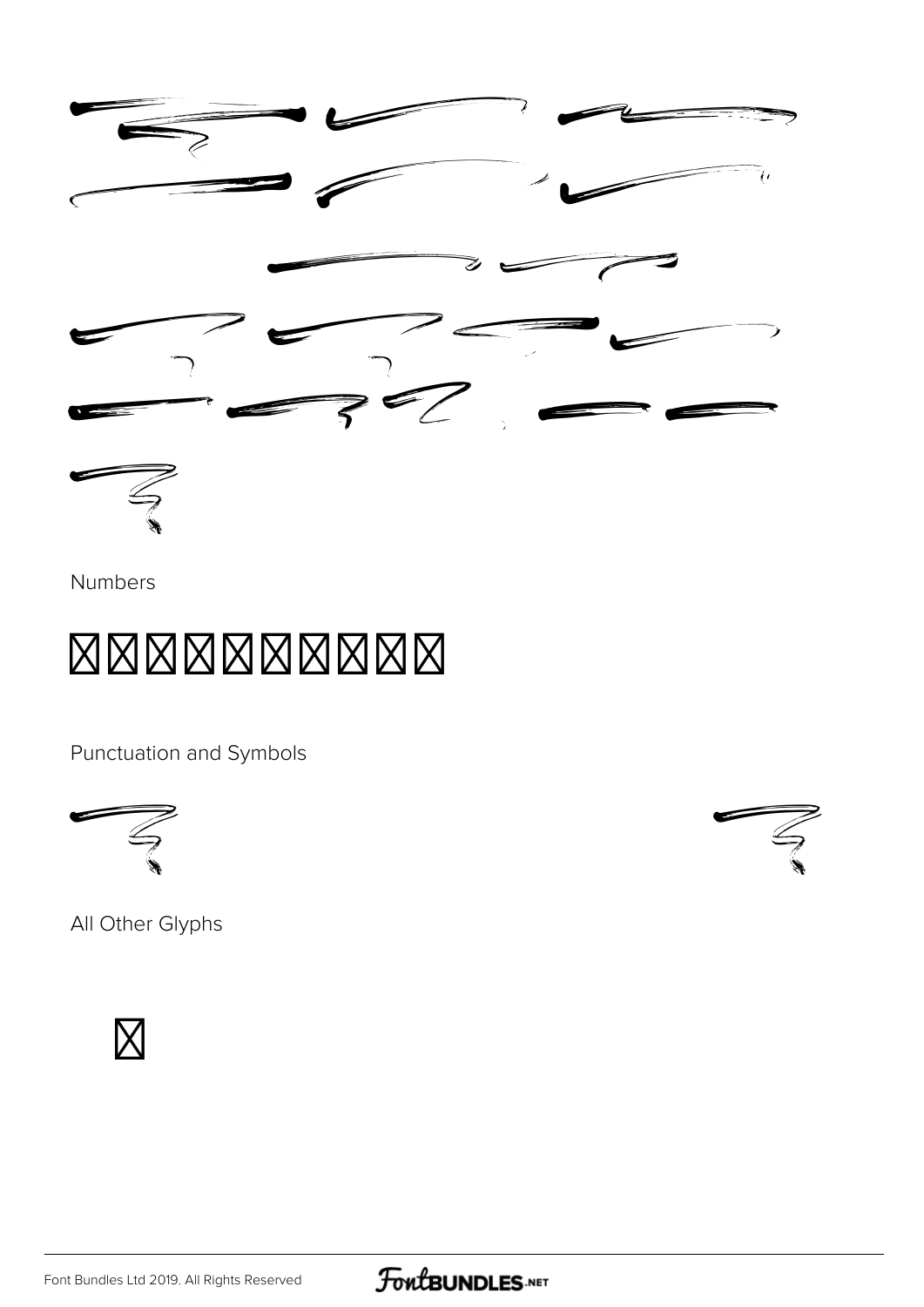Numbers

Punctuation and Symbols

All Other Glyphs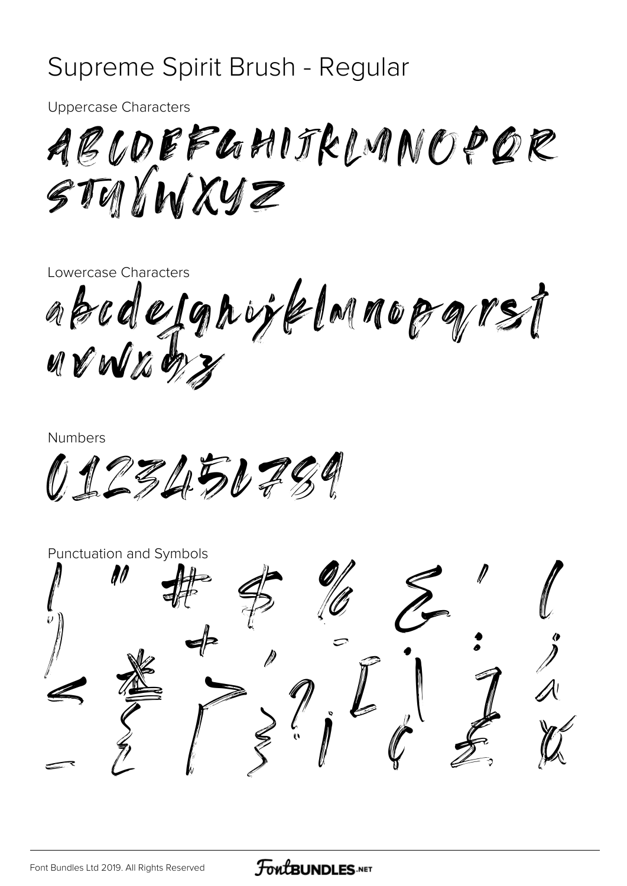# Supreme Spirit Brush - Regular

Uppercase Characters

ABCDEFGHIJKLMNOPQR
STUVWXYZ

Lowercase Characters

abcdefghijklmnopqrst
uvwxyz

Numbers

0123456789

Punctuation and Symbols

! " # $ % & ' (
) * + , - . : ;
< = > ? [ | ] ^
_ { | } ¡ ¢ £ ¤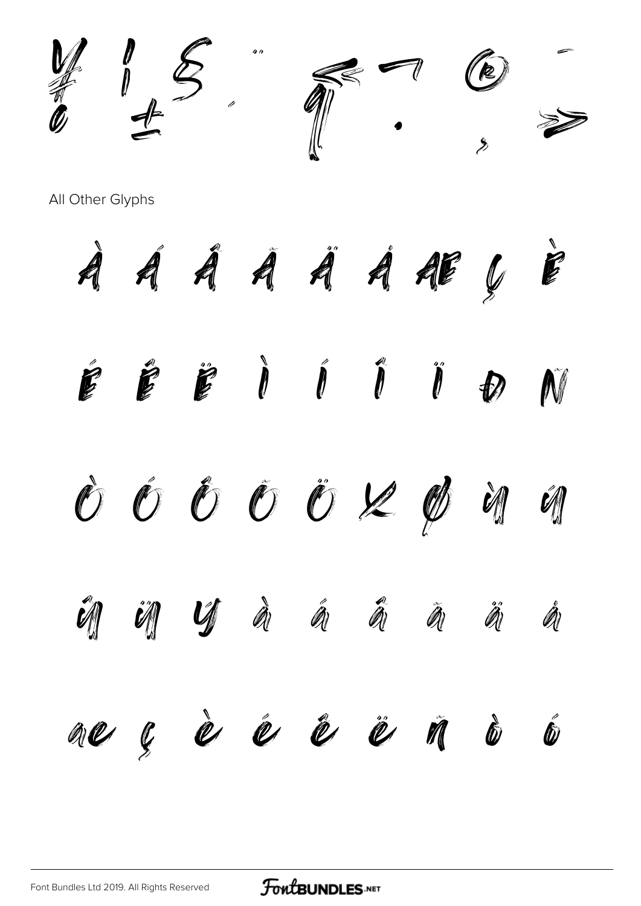¼ ¦ § ¨ ¬ ® ¯ ± ´ ¶ · ¸ »

All Other Glyphs

À Á Â Ã Ä Å Æ Ç È

É Ê Ë Ì Í Î Ï Ð Ñ

Ò Ó Ô Õ Ö × Ø Ù Ú

Û Ü Ý à á â ã ä å

æ ç è é ê ë ñ ò ó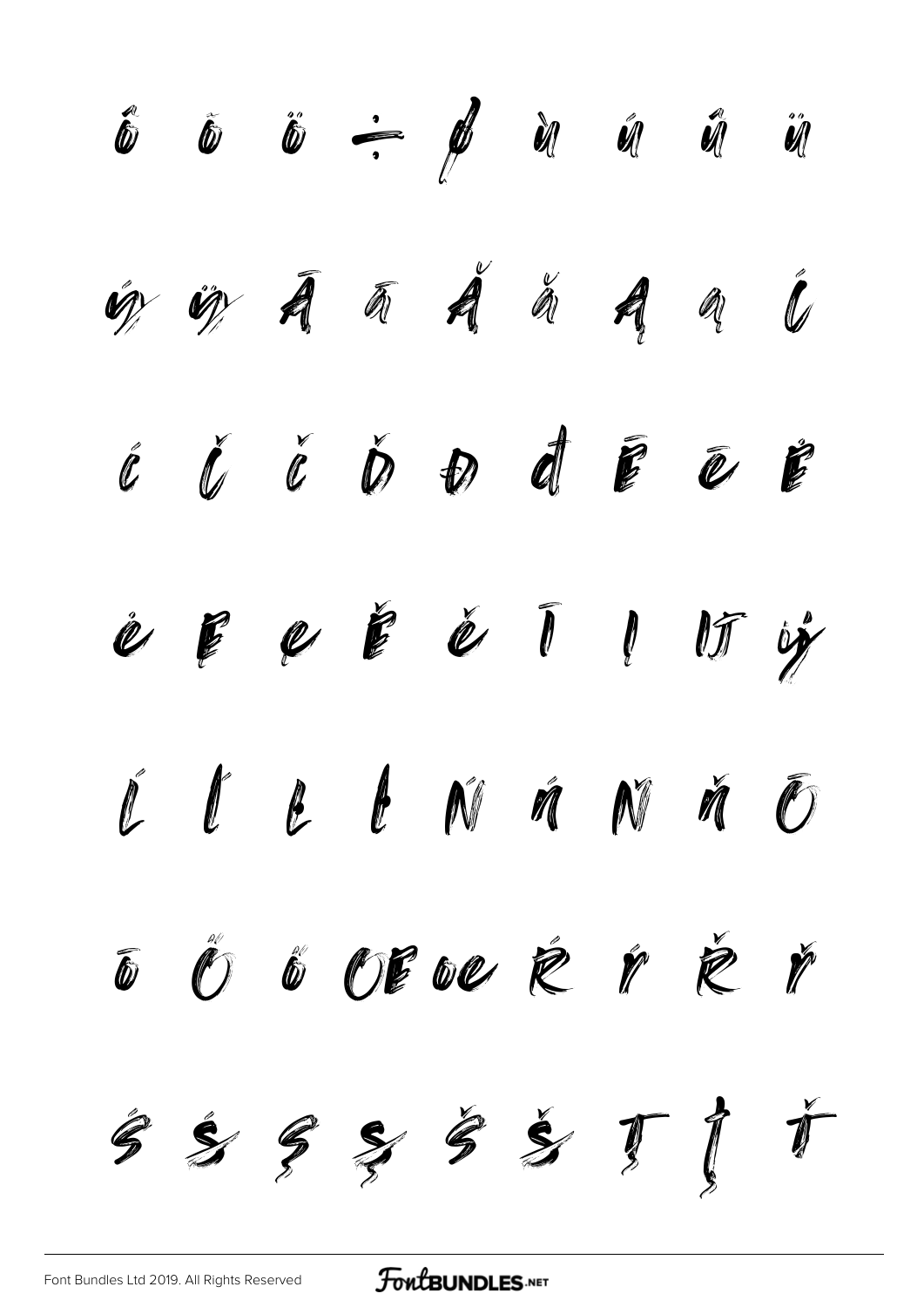ô õ ö ÷ ø ù ú û ü

ý ÿ Ā ā Ă ă Ą ą Ć

ć Č č Ď Đ đ Ē ē Ė

ė Ę ę Ě ě Ī Į Ĳ ĳ

Ĺ Ľ Ł ł Ń ń Ň ň Ō

ō Ő ő Œ œ Ŕ ŕ Ř ř

Ś ś Ş ş Š š Ţ ţ Ť

Font Bundles Ltd 2019. All Rights Reserved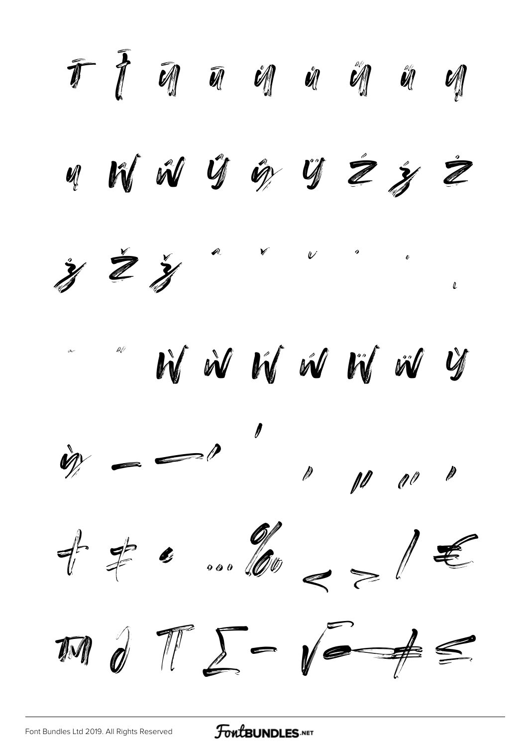Ŧ ŧ Ū ū Ų ų Ű ű Ų

ų Ŵ ŵ Ŷ ŷ Ÿ Ź ź Ż

ż Ž ž ˆ ˇ ˘ ˙ ˚ ˛

˜ ˝ Ẁ ẁ Ẃ ẃ Ẅ ẅ Ỳ

ỳ – — ' ' ' " " „

† ‡ • … ‰ ‹ › ⁄ €

™ ∂ ∏ ∑ − √ ∞ ≠ ≤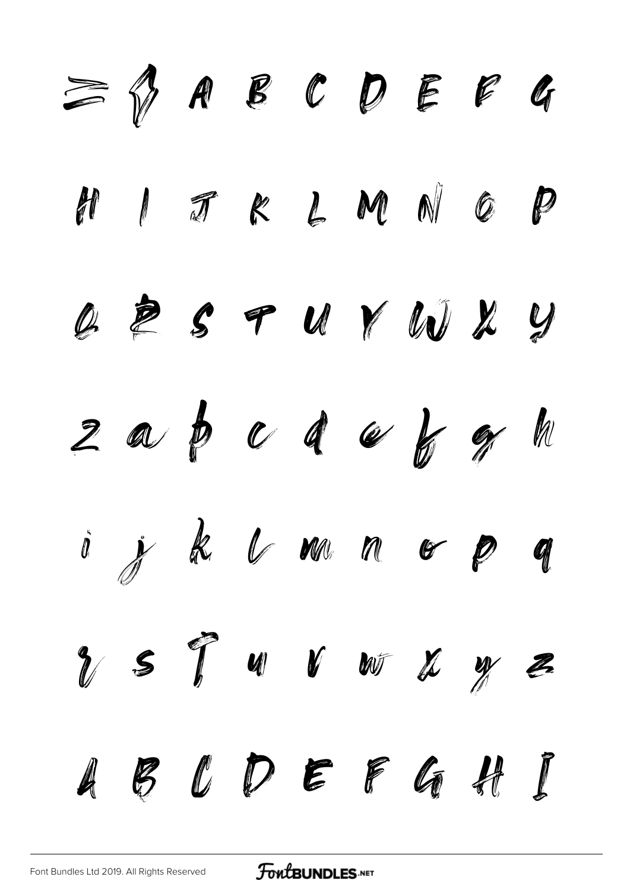≥ ♦ A B C D E F G

H I J K L M N O P

Q R S T U V W X Y

Z a b c d e f g h

i j k l m n o p q

r s t u v w x y z

A B C D E F G H I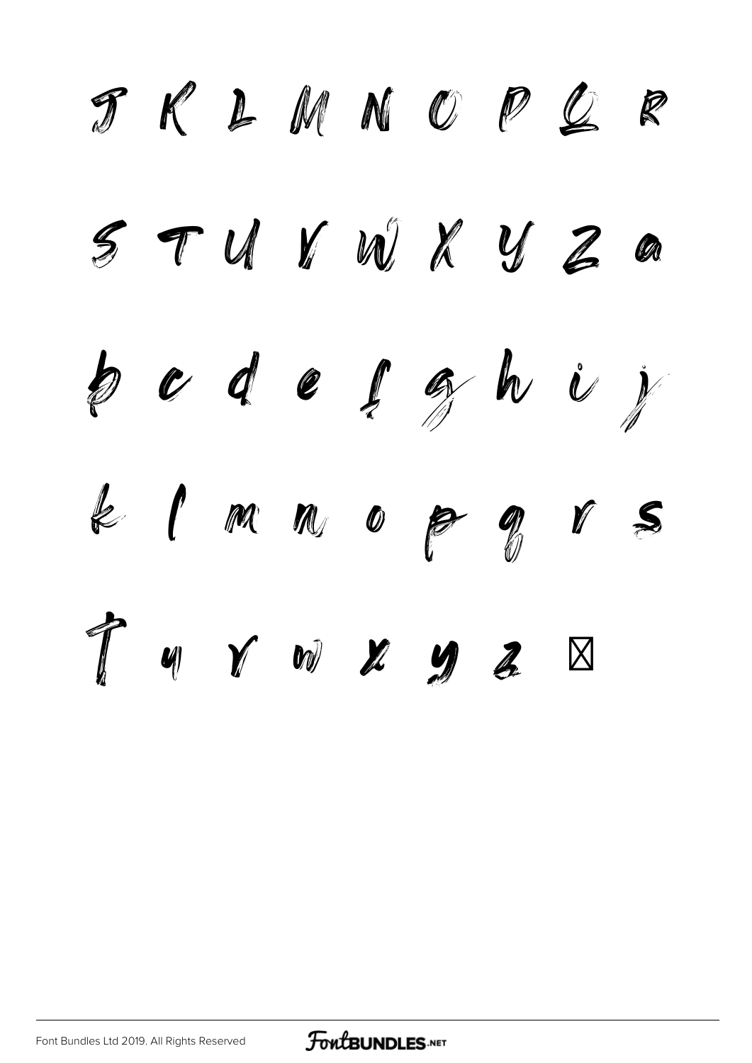J K L M N O P Q R

S T U V W X Y Z a

b c d e f g h i j

k l m n o p q r s

t u v w x y z ⊠